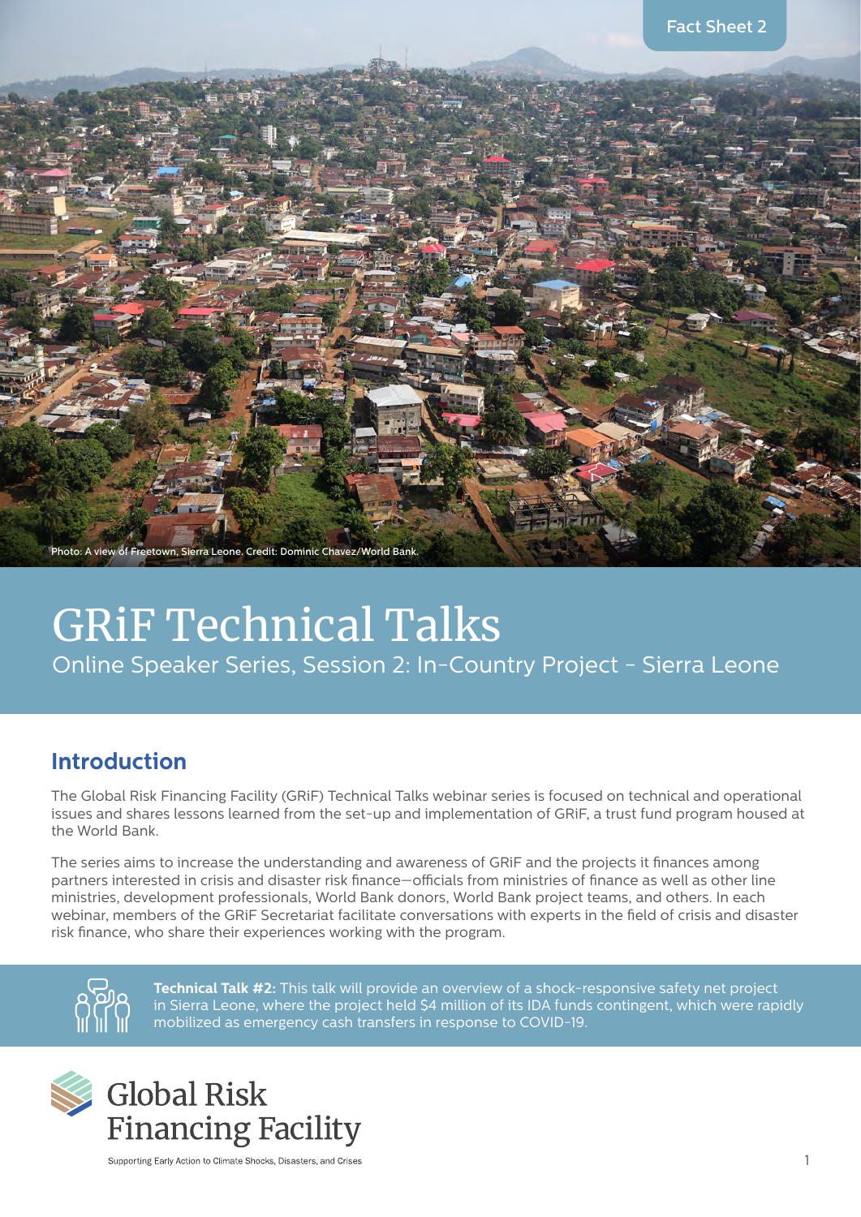Fact Sheet 2

Photo: A view of Freetown, Sierra Leone. Credit: Dominic Chavez/World Bank.

# GRiF Technical Talks

Online Speaker Series, Session 2: In-Country Project - Sierra Leone

## Introduction

The Global Risk Financing Facility (GRiF) Technical Talks webinar series is focused on technical and operational issues and shares lessons learned from the set-up and implementation of GRiF, a trust fund program housed at the World Bank.

The series aims to increase the understanding and awareness of GRiF and the projects it finances among partners interested in crisis and disaster risk finance—officials from ministries of finance as well as other line ministries, development professionals, World Bank donors, World Bank project teams, and others. In each webinar, members of the GRiF Secretariat facilitate conversations with experts in the field of crisis and disaster risk finance, who share their experiences working with the program.

**Technical Talk #2:** This talk will provide an overview of a shock-responsive safety net project in Sierra Leone, where the project held $4 million of its IDA funds contingent, which were rapidly mobilized as emergency cash transfers in response to COVID-19.

Global Risk Financing Facility

Supporting Early Action to Climate Shocks, Disasters, and Crises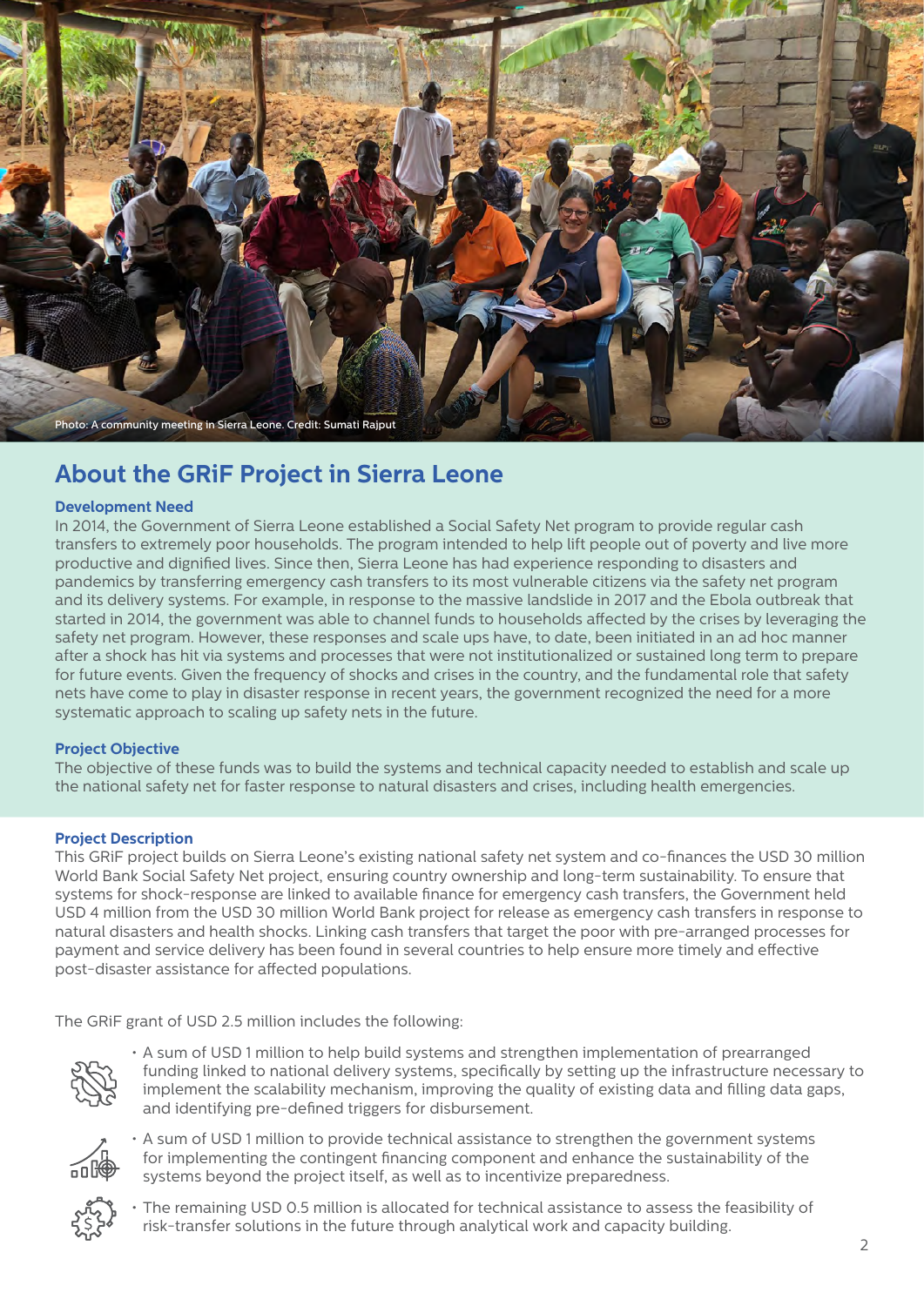Photo: A community meeting in Sierra Leone. Credit: Sumati Rajput

## About the GRiF Project in Sierra Leone

### Development Need

In 2014, the Government of Sierra Leone established a Social Safety Net program to provide regular cash transfers to extremely poor households. The program intended to help lift people out of poverty and live more productive and dignified lives. Since then, Sierra Leone has had experience responding to disasters and pandemics by transferring emergency cash transfers to its most vulnerable citizens via the safety net program and its delivery systems. For example, in response to the massive landslide in 2017 and the Ebola outbreak that started in 2014, the government was able to channel funds to households affected by the crises by leveraging the safety net program. However, these responses and scale ups have, to date, been initiated in an ad hoc manner after a shock has hit via systems and processes that were not institutionalized or sustained long term to prepare for future events. Given the frequency of shocks and crises in the country, and the fundamental role that safety nets have come to play in disaster response in recent years, the government recognized the need for a more systematic approach to scaling up safety nets in the future.

### Project Objective

The objective of these funds was to build the systems and technical capacity needed to establish and scale up the national safety net for faster response to natural disasters and crises, including health emergencies.

### Project Description

This GRiF project builds on Sierra Leone's existing national safety net system and co-finances the USD 30 million World Bank Social Safety Net project, ensuring country ownership and long-term sustainability. To ensure that systems for shock-response are linked to available finance for emergency cash transfers, the Government held USD 4 million from the USD 30 million World Bank project for release as emergency cash transfers in response to natural disasters and health shocks. Linking cash transfers that target the poor with pre-arranged processes for payment and service delivery has been found in several countries to help ensure more timely and effective post-disaster assistance for affected populations.

The GRiF grant of USD 2.5 million includes the following:

- A sum of USD 1 million to help build systems and strengthen implementation of prearranged funding linked to national delivery systems, specifically by setting up the infrastructure necessary to implement the scalability mechanism, improving the quality of existing data and filling data gaps, and identifying pre-defined triggers for disbursement.
- A sum of USD 1 million to provide technical assistance to strengthen the government systems for implementing the contingent financing component and enhance the sustainability of the systems beyond the project itself, as well as to incentivize preparedness.
- The remaining USD 0.5 million is allocated for technical assistance to assess the feasibility of risk-transfer solutions in the future through analytical work and capacity building.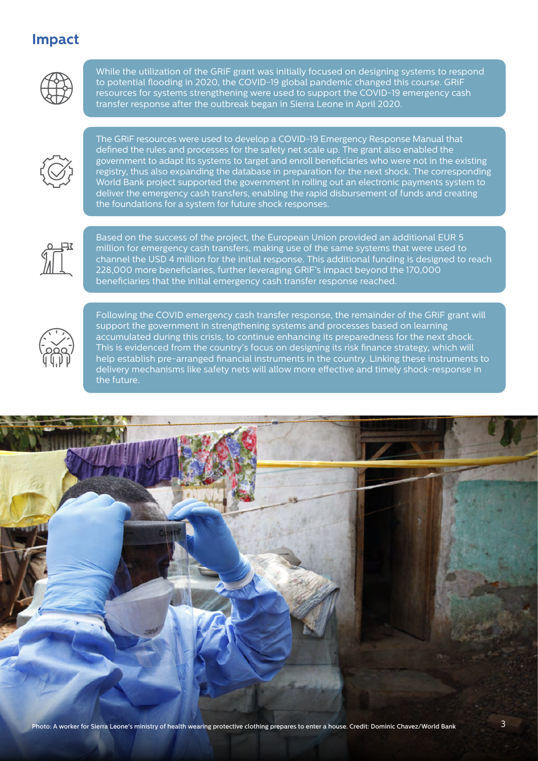## Impact

While the utilization of the GRiF grant was initially focused on designing systems to respond to potential flooding in 2020, the COVID-19 global pandemic changed this course. GRiF resources for systems strengthening were used to support the COVID-19 emergency cash transfer response after the outbreak began in Sierra Leone in April 2020.

The GRiF resources were used to develop a COVID-19 Emergency Response Manual that defined the rules and processes for the safety net scale up. The grant also enabled the government to adapt its systems to target and enroll beneficiaries who were not in the existing registry, thus also expanding the database in preparation for the next shock. The corresponding World Bank project supported the government in rolling out an electronic payments system to deliver the emergency cash transfers, enabling the rapid disbursement of funds and creating the foundations for a system for future shock responses.

Based on the success of the project, the European Union provided an additional EUR 5 million for emergency cash transfers, making use of the same systems that were used to channel the USD 4 million for the initial response. This additional funding is designed to reach 228,000 more beneficiaries, further leveraging GRiF's impact beyond the 170,000 beneficiaries that the initial emergency cash transfer response reached.

Following the COVID emergency cash transfer response, the remainder of the GRiF grant will support the government in strengthening systems and processes based on learning accumulated during this crisis, to continue enhancing its preparedness for the next shock. This is evidenced from the country's focus on designing its risk finance strategy, which will help establish pre-arranged financial instruments in the country. Linking these instruments to delivery mechanisms like safety nets will allow more effective and timely shock-response in the future.

Photo: A worker for Sierra Leone's ministry of health wearing protective clothing prepares to enter a house. Credit: Dominic Chavez/World Bank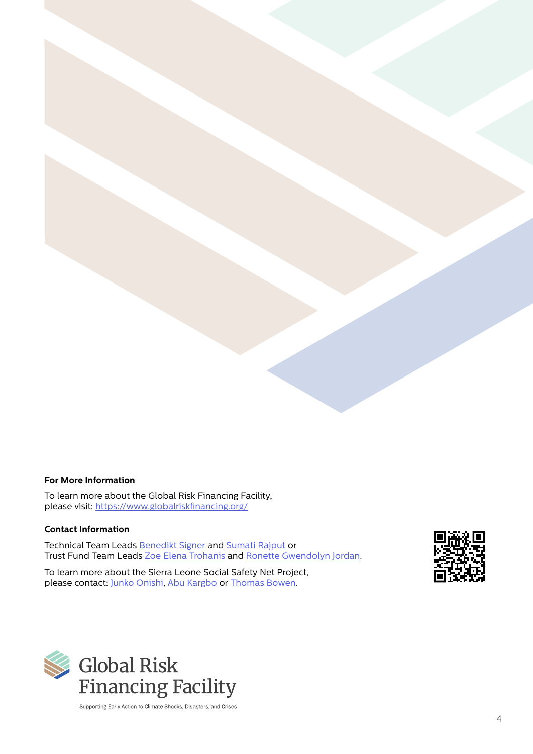**For More Information**

To learn more about the Global Risk Financing Facility, please visit: https://www.globalriskfinancing.org/

**Contact Information**

Technical Team Leads Benedikt Signer and Sumati Rajput or Trust Fund Team Leads Zoe Elena Trohanis and Ronette Gwendolyn Jordan.

To learn more about the Sierra Leone Social Safety Net Project, please contact: Junko Onishi, Abu Kargbo or Thomas Bowen.

Global Risk Financing Facility

Supporting Early Action to Climate Shocks, Disasters, and Crises